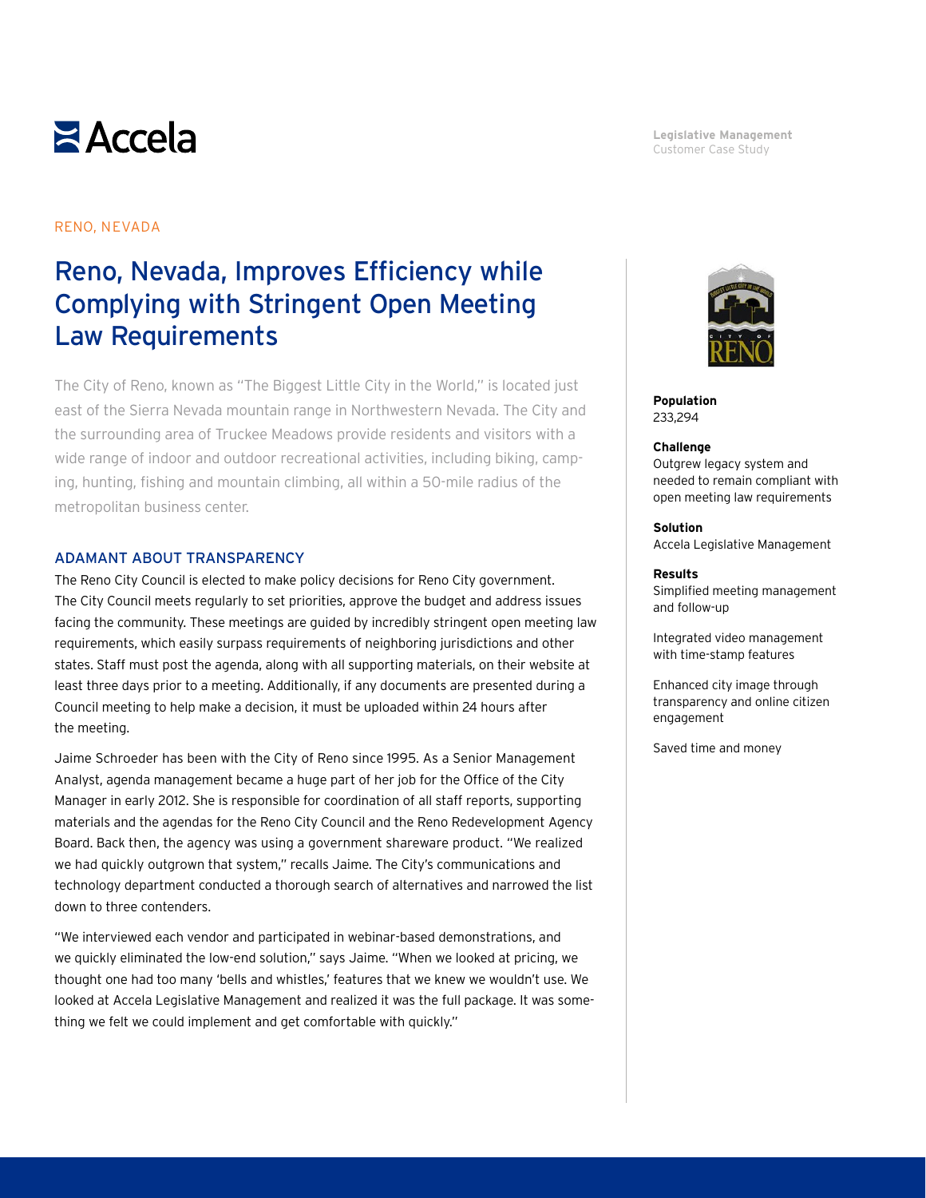Legislative Management
Customer Case Study

RENO, NEVADA

# Reno, Nevada, Improves Efficiency while Complying with Stringent Open Meeting Law Requirements

The City of Reno, known as "The Biggest Little City in the World," is located just east of the Sierra Nevada mountain range in Northwestern Nevada. The City and the surrounding area of Truckee Meadows provide residents and visitors with a wide range of indoor and outdoor recreational activities, including biking, camping, hunting, fishing and mountain climbing, all within a 50-mile radius of the metropolitan business center.

## ADAMANT ABOUT TRANSPARENCY

The Reno City Council is elected to make policy decisions for Reno City government. The City Council meets regularly to set priorities, approve the budget and address issues facing the community. These meetings are guided by incredibly stringent open meeting law requirements, which easily surpass requirements of neighboring jurisdictions and other states. Staff must post the agenda, along with all supporting materials, on their website at least three days prior to a meeting. Additionally, if any documents are presented during a Council meeting to help make a decision, it must be uploaded within 24 hours after the meeting.

Jaime Schroeder has been with the City of Reno since 1995. As a Senior Management Analyst, agenda management became a huge part of her job for the Office of the City Manager in early 2012. She is responsible for coordination of all staff reports, supporting materials and the agendas for the Reno City Council and the Reno Redevelopment Agency Board. Back then, the agency was using a government shareware product. "We realized we had quickly outgrown that system," recalls Jaime. The City's communications and technology department conducted a thorough search of alternatives and narrowed the list down to three contenders.

"We interviewed each vendor and participated in webinar-based demonstrations, and we quickly eliminated the low-end solution," says Jaime. "When we looked at pricing, we thought one had too many 'bells and whistles,' features that we knew we wouldn't use. We looked at Accela Legislative Management and realized it was the full package. It was something we felt we could implement and get comfortable with quickly."

**Population**
233,294

**Challenge**
Outgrew legacy system and needed to remain compliant with open meeting law requirements

**Solution**
Accela Legislative Management

**Results**
Simplified meeting management and follow-up

Integrated video management with time-stamp features

Enhanced city image through transparency and online citizen engagement

Saved time and money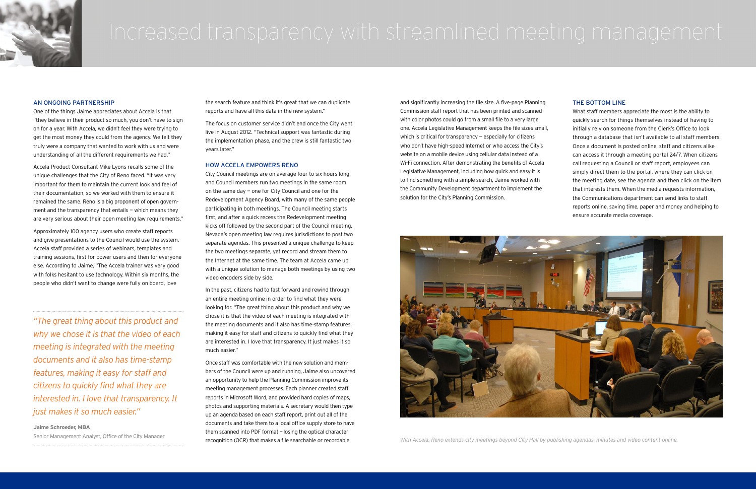# Increased transparency with streamlined meeting management

## AN ONGOING PARTNERSHIP

One of the things Jaime appreciates about Accela is that "they believe in their product so much, you don't have to sign on for a year. With Accela, we didn't feel they were trying to get the most money they could from the agency. We felt they truly were a company that wanted to work with us and were understanding of all the different requirements we had."

Accela Product Consultant Mike Lyons recalls some of the unique challenges that the City of Reno faced. "It was very important for them to maintain the current look and feel of their documentation, so we worked with them to ensure it remained the same. Reno is a big proponent of open government and the transparency that entails — which means they are very serious about their open meeting law requirements."

Approximately 100 agency users who create staff reports and give presentations to the Council would use the system. Accela staff provided a series of webinars, templates and training sessions, first for power users and then for everyone else. According to Jaime, "The Accela trainer was very good with folks hesitant to use technology. Within six months, the people who didn't want to change were fully on board, love the search feature and think it's great that we can duplicate reports and have all this data in the new system."

The focus on customer service didn't end once the City went live in August 2012. "Technical support was fantastic during the implementation phase, and the crew is still fantastic two years later."

> *"The great thing about this product and why we chose it is that the video of each meeting is integrated with the meeting documents and it also has time-stamp features, making it easy for staff and citizens to quickly find what they are interested in. I love that transparency. It just makes it so much easier."*
>
> **Jaime Schroeder, MBA**
> Senior Management Analyst, Office of the City Manager

## HOW ACCELA EMPOWERS RENO

City Council meetings are on average four to six hours long, and Council members run two meetings in the same room on the same day — one for City Council and one for the Redevelopment Agency Board, with many of the same people participating in both meetings. The Council meeting starts first, and after a quick recess the Redevelopment meeting kicks off followed by the second part of the Council meeting. Nevada's open meeting law requires jurisdictions to post two separate agendas. This presented a unique challenge to keep the two meetings separate, yet record and stream them to the Internet at the same time. The team at Accela came up with a unique solution to manage both meetings by using two video encoders side by side.

In the past, citizens had to fast forward and rewind through an entire meeting online in order to find what they were looking for. "The great thing about this product and why we chose it is that the video of each meeting is integrated with the meeting documents and it also has time-stamp features, making it easy for staff and citizens to quickly find what they are interested in. I love that transparency. It just makes it so much easier."

Once staff was comfortable with the new solution and members of the Council were up and running, Jaime also uncovered an opportunity to help the Planning Commission improve its meeting management processes. Each planner created staff reports in Microsoft Word, and provided hard copies of maps, photos and supporting materials. A secretary would then type up an agenda based on each staff report, print out all of the documents and take them to a local office supply store to have them scanned into PDF format — losing the optical character recognition (OCR) that makes a file searchable or recordable and significantly increasing the file size. A five-page Planning Commission staff report that has been printed and scanned with color photos could go from a small file to a very large one. Accela Legislative Management keeps the file sizes small, which is critical for transparency — especially for citizens who don't have high-speed Internet or who access the City's website on a mobile device using cellular data instead of a Wi-Fi connection. After demonstrating the benefits of Accela Legislative Management, including how quick and easy it is to find something with a simple search, Jaime worked with the Community Development department to implement the solution for the City's Planning Commission.

## THE BOTTOM LINE

What staff members appreciate the most is the ability to quickly search for things themselves instead of having to initially rely on someone from the Clerk's Office to look through a database that isn't available to all staff members. Once a document is posted online, staff and citizens alike can access it through a meeting portal 24/7. When citizens call requesting a Council or staff report, employees can simply direct them to the portal, where they can click on the meeting date, see the agenda and then click on the item that interests them. When the media requests information, the Communications department can send links to staff reports online, saving time, paper and money and helping to ensure accurate media coverage.

*With Accela, Reno extends city meetings beyond City Hall by publishing agendas, minutes and video content online.*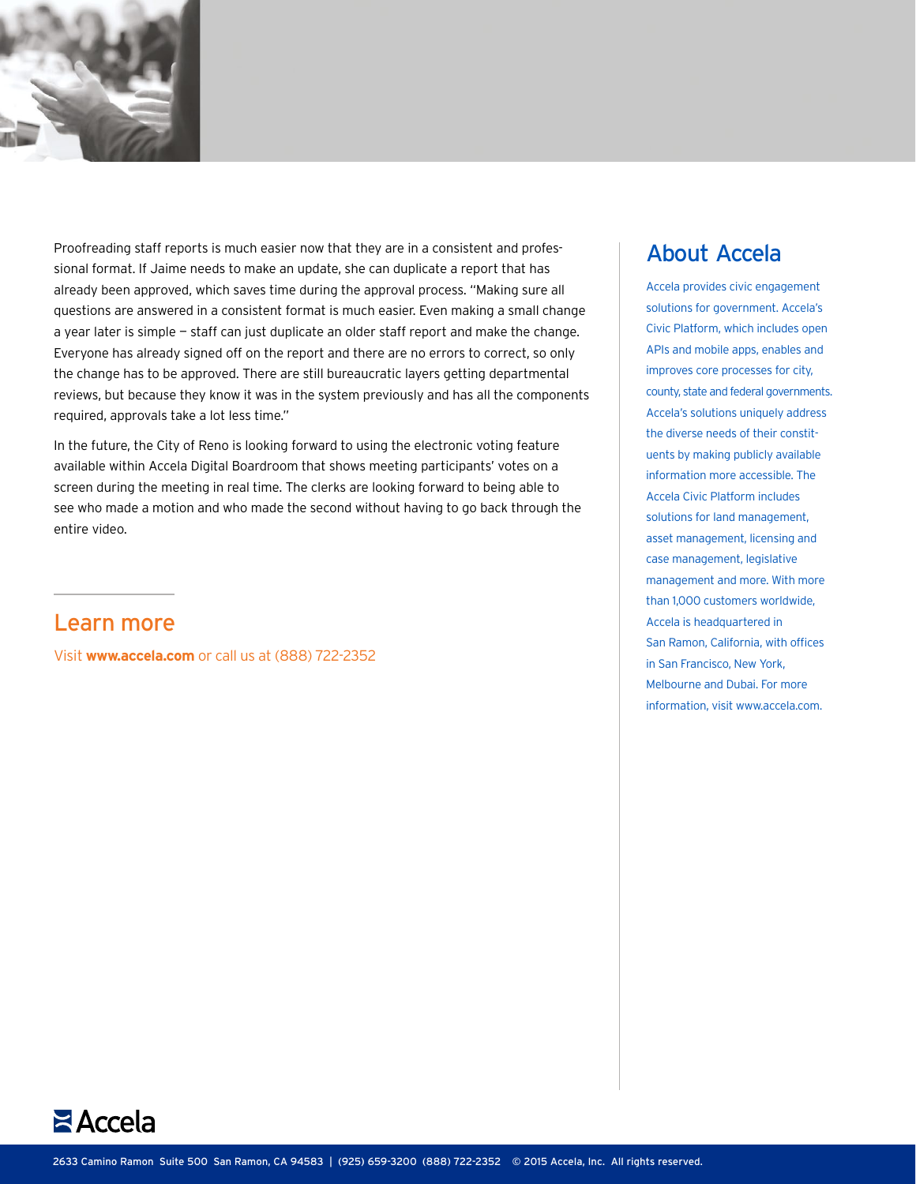Proofreading staff reports is much easier now that they are in a consistent and professional format. If Jaime needs to make an update, she can duplicate a report that has already been approved, which saves time during the approval process. "Making sure all questions are answered in a consistent format is much easier. Even making a small change a year later is simple — staff can just duplicate an older staff report and make the change. Everyone has already signed off on the report and there are no errors to correct, so only the change has to be approved. There are still bureaucratic layers getting departmental reviews, but because they know it was in the system previously and has all the components required, approvals take a lot less time."

In the future, the City of Reno is looking forward to using the electronic voting feature available within Accela Digital Boardroom that shows meeting participants' votes on a screen during the meeting in real time. The clerks are looking forward to being able to see who made a motion and who made the second without having to go back through the entire video.

## Learn more

Visit **www.accela.com** or call us at (888) 722-2352

## About Accela

Accela provides civic engagement solutions for government. Accela's Civic Platform, which includes open APIs and mobile apps, enables and improves core processes for city, county, state and federal governments. Accela's solutions uniquely address the diverse needs of their constituents by making publicly available information more accessible. The Accela Civic Platform includes solutions for land management, asset management, licensing and case management, legislative management and more. With more than 1,000 customers worldwide, Accela is headquartered in San Ramon, California, with offices in San Francisco, New York, Melbourne and Dubai. For more information, visit www.accela.com.

Accela

2633 Camino Ramon Suite 500 San Ramon, CA 94583 | (925) 659-3200 (888) 722-2352 © 2015 Accela, Inc. All rights reserved.